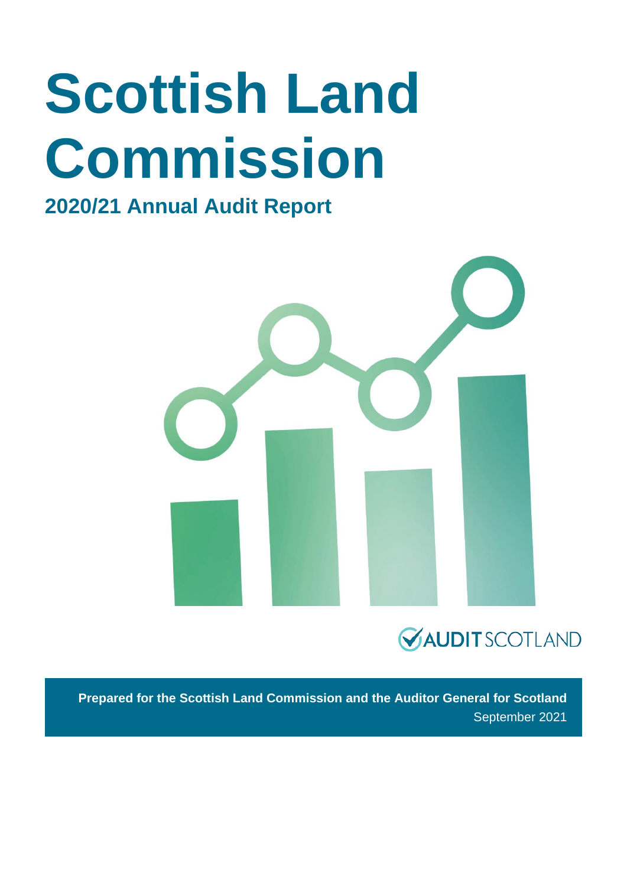# Scottish Land Commission

## 2020/21 Annual Audit Report

AUDIT SCOTLAND

**Prepared for the Scottish Land Commission and the Auditor General for Scotland**

September 2021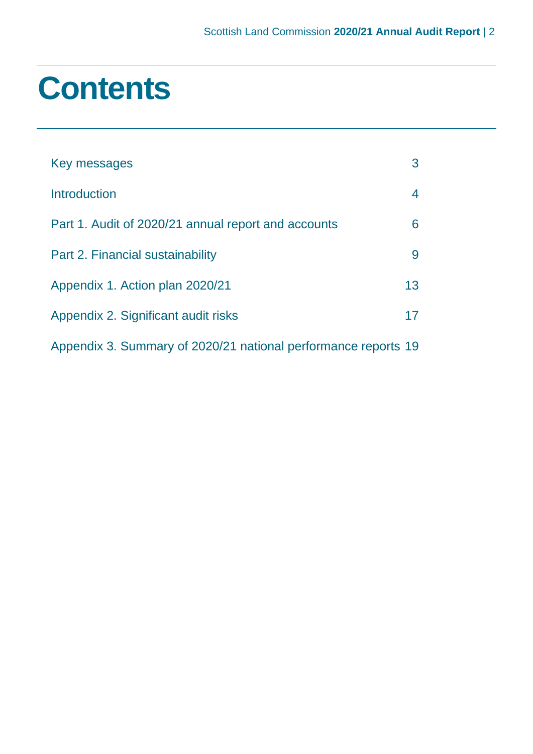# Contents

| | |
|---|---|
| Key messages | 3 |
| Introduction | 4 |
| Part 1. Audit of 2020/21 annual report and accounts | 6 |
| Part 2. Financial sustainability | 9 |
| Appendix 1. Action plan 2020/21 | 13 |
| Appendix 2. Significant audit risks | 17 |
| Appendix 3. Summary of 2020/21 national performance reports | 19 |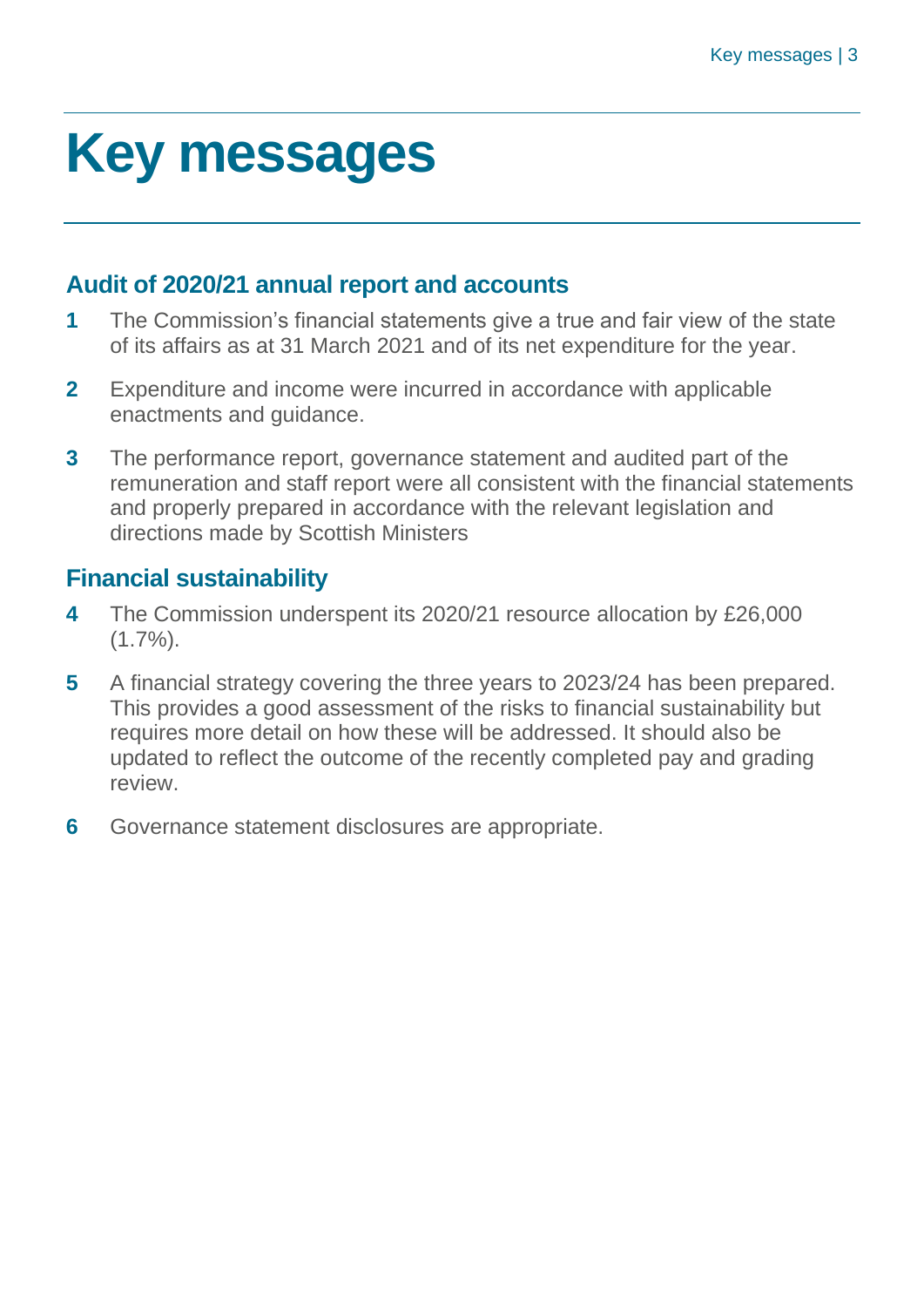# Key messages

## Audit of 2020/21 annual report and accounts

**1** The Commission's financial statements give a true and fair view of the state of its affairs as at 31 March 2021 and of its net expenditure for the year.

**2** Expenditure and income were incurred in accordance with applicable enactments and guidance.

**3** The performance report, governance statement and audited part of the remuneration and staff report were all consistent with the financial statements and properly prepared in accordance with the relevant legislation and directions made by Scottish Ministers

## Financial sustainability

**4** The Commission underspent its 2020/21 resource allocation by £26,000 (1.7%).

**5** A financial strategy covering the three years to 2023/24 has been prepared. This provides a good assessment of the risks to financial sustainability but requires more detail on how these will be addressed. It should also be updated to reflect the outcome of the recently completed pay and grading review.

**6** Governance statement disclosures are appropriate.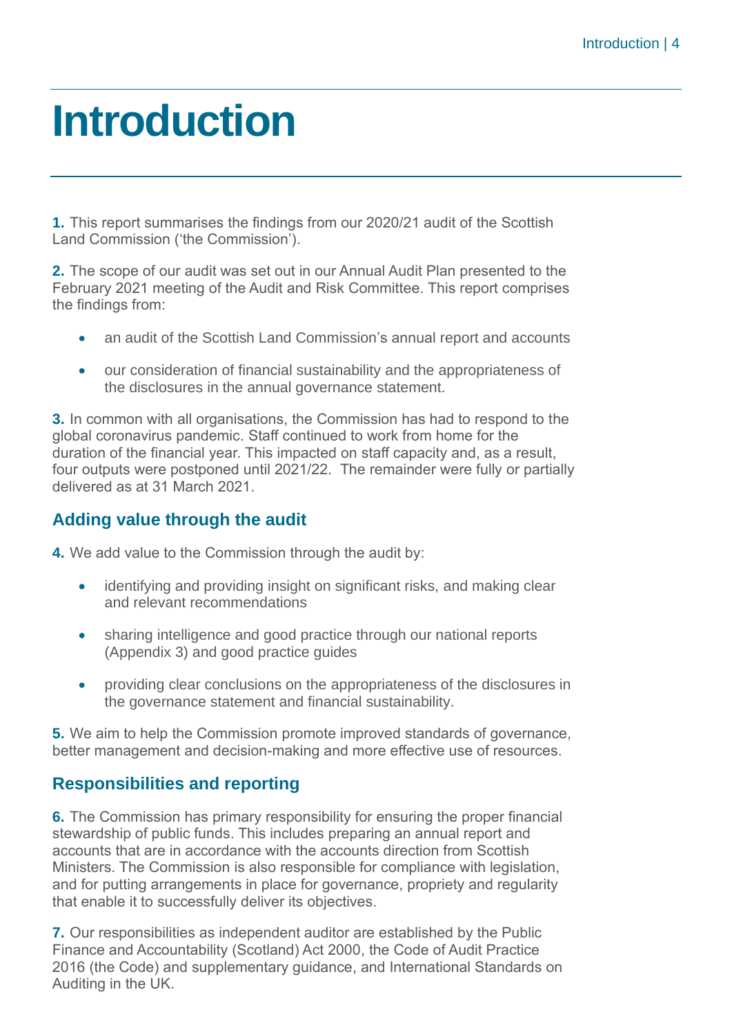# Introduction

**1.** This report summarises the findings from our 2020/21 audit of the Scottish Land Commission ('the Commission').

**2.** The scope of our audit was set out in our Annual Audit Plan presented to the February 2021 meeting of the Audit and Risk Committee. This report comprises the findings from:

- an audit of the Scottish Land Commission's annual report and accounts
- our consideration of financial sustainability and the appropriateness of the disclosures in the annual governance statement.

**3.** In common with all organisations, the Commission has had to respond to the global coronavirus pandemic. Staff continued to work from home for the duration of the financial year. This impacted on staff capacity and, as a result, four outputs were postponed until 2021/22. The remainder were fully or partially delivered as at 31 March 2021.

## Adding value through the audit

**4.** We add value to the Commission through the audit by:

- identifying and providing insight on significant risks, and making clear and relevant recommendations
- sharing intelligence and good practice through our national reports (Appendix 3) and good practice guides
- providing clear conclusions on the appropriateness of the disclosures in the governance statement and financial sustainability.

**5.** We aim to help the Commission promote improved standards of governance, better management and decision-making and more effective use of resources.

## Responsibilities and reporting

**6.** The Commission has primary responsibility for ensuring the proper financial stewardship of public funds. This includes preparing an annual report and accounts that are in accordance with the accounts direction from Scottish Ministers. The Commission is also responsible for compliance with legislation, and for putting arrangements in place for governance, propriety and regularity that enable it to successfully deliver its objectives.

**7.** Our responsibilities as independent auditor are established by the Public Finance and Accountability (Scotland) Act 2000, the Code of Audit Practice 2016 (the Code) and supplementary guidance, and International Standards on Auditing in the UK.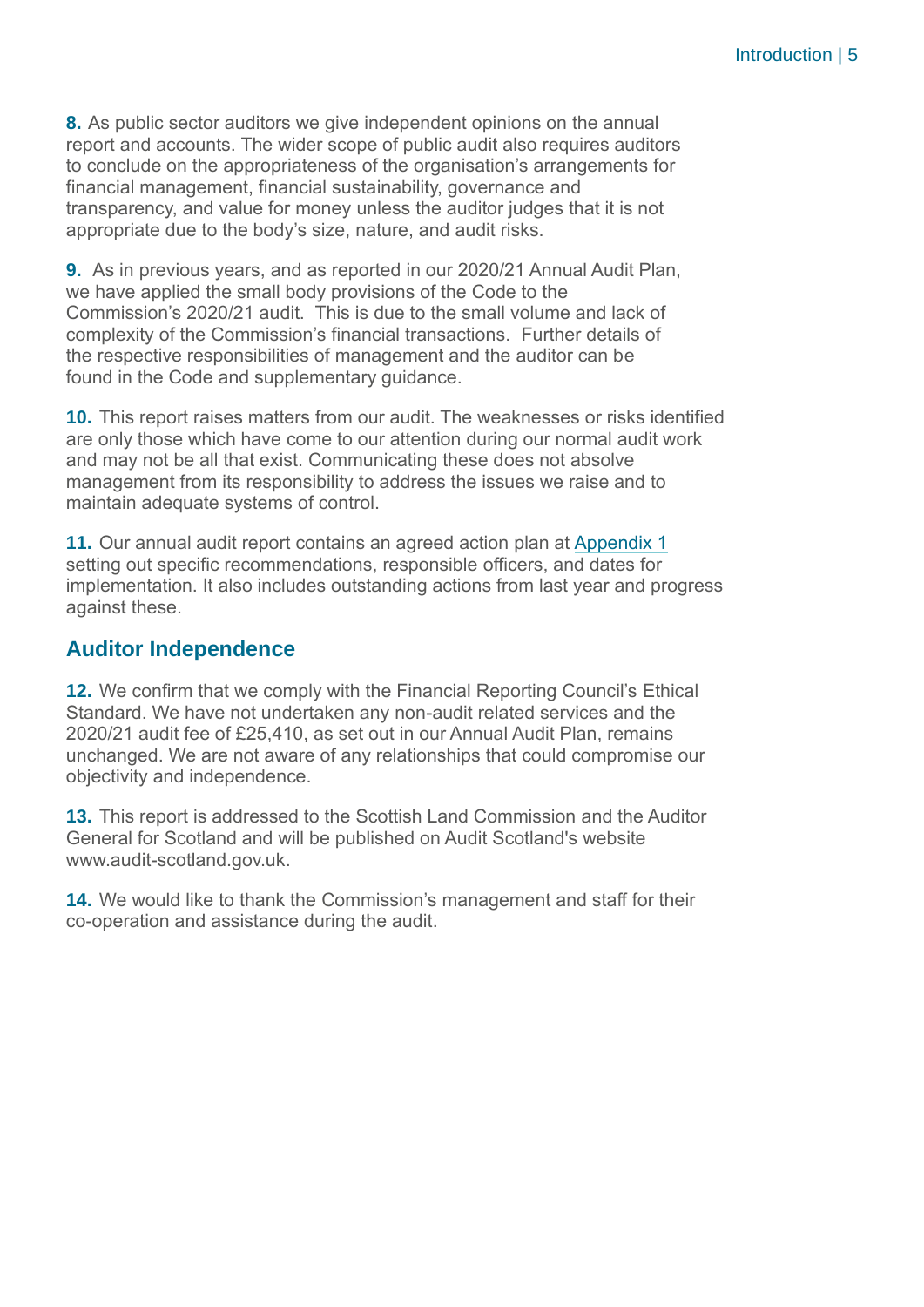**8.** As public sector auditors we give independent opinions on the annual report and accounts. The wider scope of public audit also requires auditors to conclude on the appropriateness of the organisation's arrangements for financial management, financial sustainability, governance and transparency, and value for money unless the auditor judges that it is not appropriate due to the body's size, nature, and audit risks.

**9.** As in previous years, and as reported in our 2020/21 Annual Audit Plan, we have applied the small body provisions of the Code to the Commission's 2020/21 audit. This is due to the small volume and lack of complexity of the Commission's financial transactions. Further details of the respective responsibilities of management and the auditor can be found in the Code and supplementary guidance.

**10.** This report raises matters from our audit. The weaknesses or risks identified are only those which have come to our attention during our normal audit work and may not be all that exist. Communicating these does not absolve management from its responsibility to address the issues we raise and to maintain adequate systems of control.

**11.** Our annual audit report contains an agreed action plan at Appendix 1 setting out specific recommendations, responsible officers, and dates for implementation. It also includes outstanding actions from last year and progress against these.

## Auditor Independence

**12.** We confirm that we comply with the Financial Reporting Council's Ethical Standard. We have not undertaken any non-audit related services and the 2020/21 audit fee of £25,410, as set out in our Annual Audit Plan, remains unchanged. We are not aware of any relationships that could compromise our objectivity and independence.

**13.** This report is addressed to the Scottish Land Commission and the Auditor General for Scotland and will be published on Audit Scotland's website www.audit-scotland.gov.uk.

**14.** We would like to thank the Commission's management and staff for their co-operation and assistance during the audit.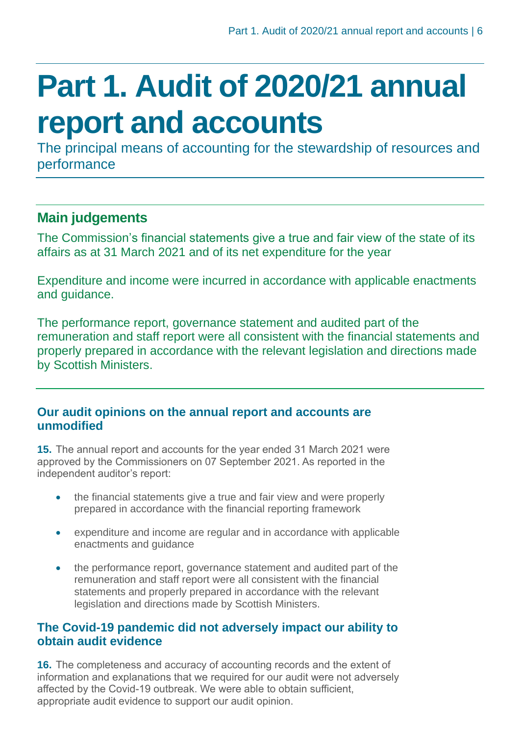# Part 1. Audit of 2020/21 annual report and accounts

The principal means of accounting for the stewardship of resources and performance

## Main judgements

The Commission's financial statements give a true and fair view of the state of its affairs as at 31 March 2021 and of its net expenditure for the year

Expenditure and income were incurred in accordance with applicable enactments and guidance.

The performance report, governance statement and audited part of the remuneration and staff report were all consistent with the financial statements and properly prepared in accordance with the relevant legislation and directions made by Scottish Ministers.

### Our audit opinions on the annual report and accounts are unmodified

**15.** The annual report and accounts for the year ended 31 March 2021 were approved by the Commissioners on 07 September 2021. As reported in the independent auditor's report:

- the financial statements give a true and fair view and were properly prepared in accordance with the financial reporting framework
- expenditure and income are regular and in accordance with applicable enactments and guidance
- the performance report, governance statement and audited part of the remuneration and staff report were all consistent with the financial statements and properly prepared in accordance with the relevant legislation and directions made by Scottish Ministers.

### The Covid-19 pandemic did not adversely impact our ability to obtain audit evidence

**16.** The completeness and accuracy of accounting records and the extent of information and explanations that we required for our audit were not adversely affected by the Covid-19 outbreak. We were able to obtain sufficient, appropriate audit evidence to support our audit opinion.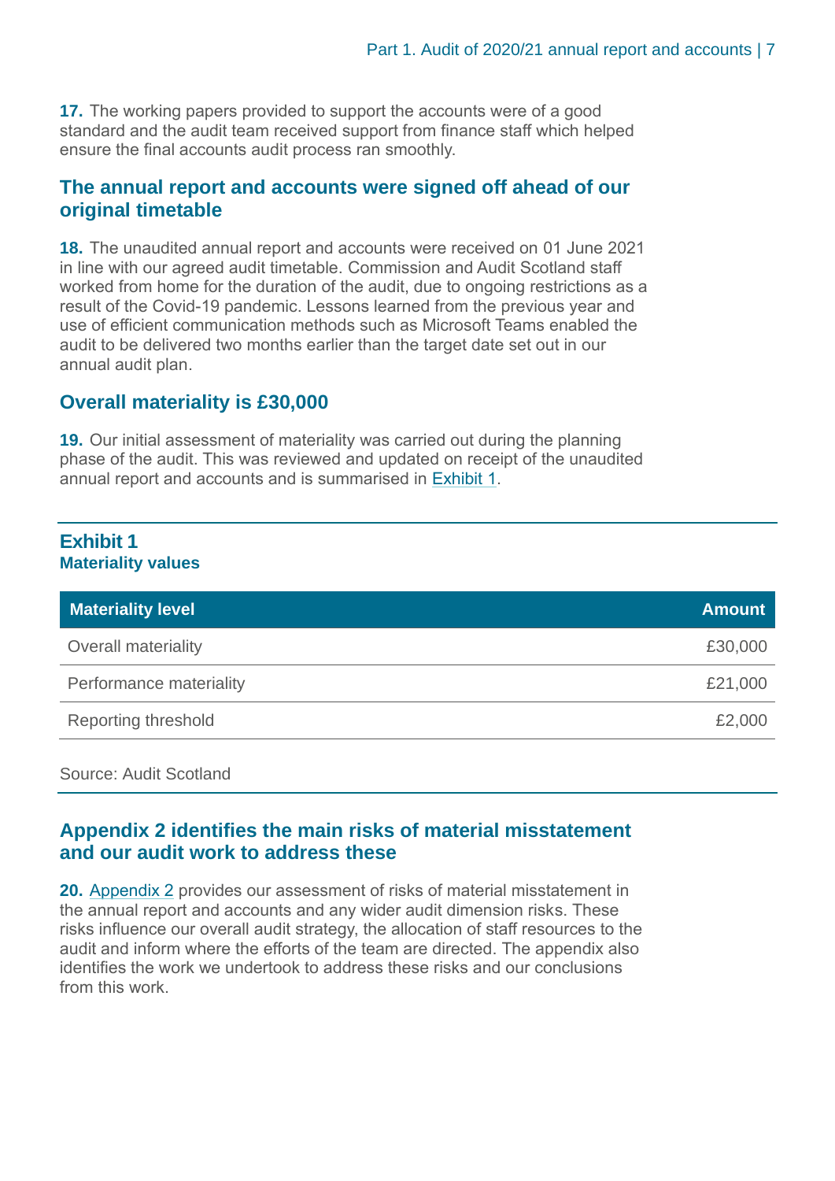**17.** The working papers provided to support the accounts were of a good standard and the audit team received support from finance staff which helped ensure the final accounts audit process ran smoothly.

## The annual report and accounts were signed off ahead of our original timetable

**18.** The unaudited annual report and accounts were received on 01 June 2021 in line with our agreed audit timetable. Commission and Audit Scotland staff worked from home for the duration of the audit, due to ongoing restrictions as a result of the Covid-19 pandemic. Lessons learned from the previous year and use of efficient communication methods such as Microsoft Teams enabled the audit to be delivered two months earlier than the target date set out in our annual audit plan.

## Overall materiality is £30,000

**19.** Our initial assessment of materiality was carried out during the planning phase of the audit. This was reviewed and updated on receipt of the unaudited annual report and accounts and is summarised in Exhibit 1.

**Exhibit 1**
**Materiality values**

| Materiality level | Amount |
|---|---|
| Overall materiality | £30,000 |
| Performance materiality | £21,000 |
| Reporting threshold | £2,000 |

Source: Audit Scotland

## Appendix 2 identifies the main risks of material misstatement and our audit work to address these

**20.** Appendix 2 provides our assessment of risks of material misstatement in the annual report and accounts and any wider audit dimension risks. These risks influence our overall audit strategy, the allocation of staff resources to the audit and inform where the efforts of the team are directed. The appendix also identifies the work we undertook to address these risks and our conclusions from this work.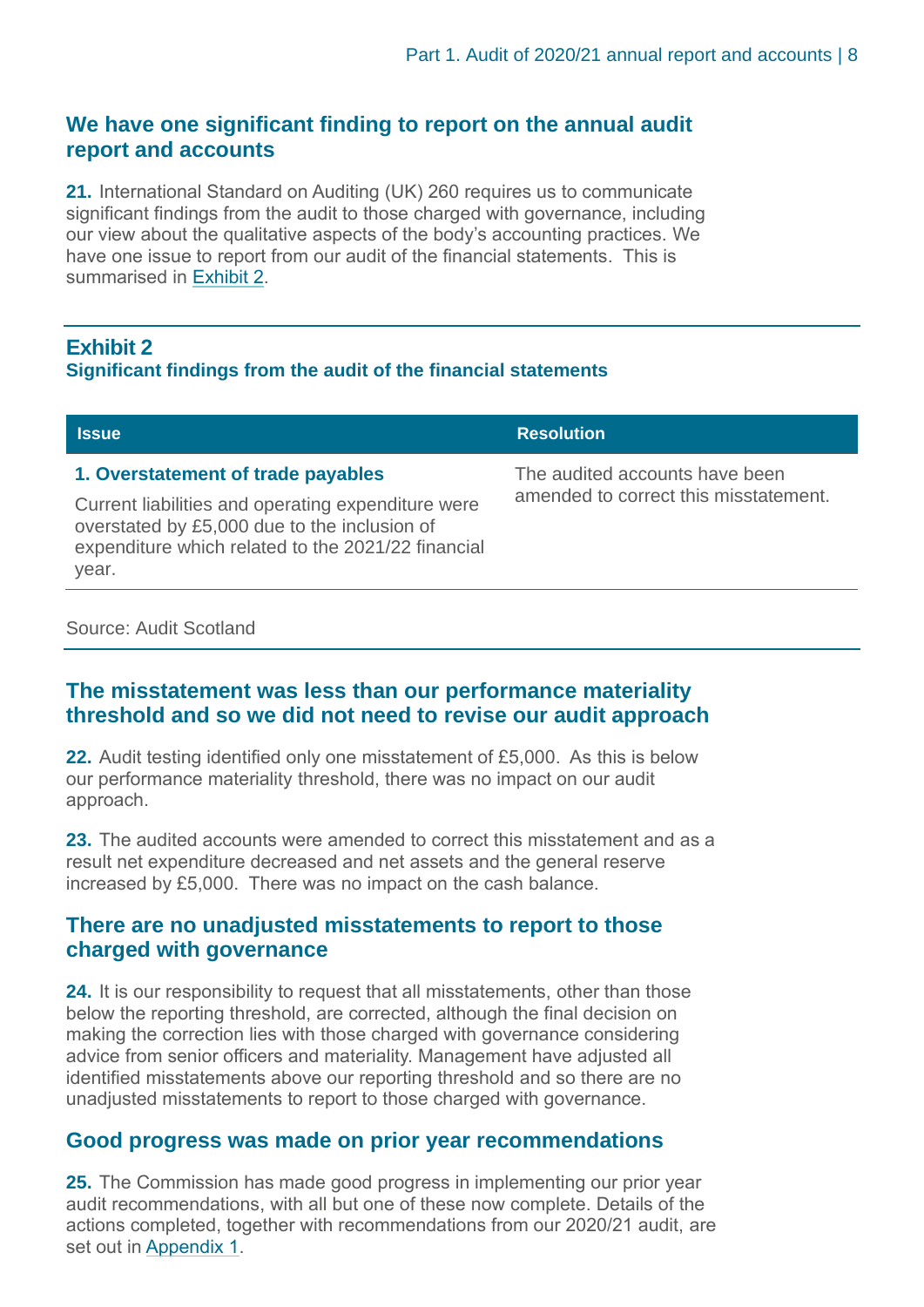## We have one significant finding to report on the annual audit report and accounts

**21.** International Standard on Auditing (UK) 260 requires us to communicate significant findings from the audit to those charged with governance, including our view about the qualitative aspects of the body's accounting practices. We have one issue to report from our audit of the financial statements. This is summarised in Exhibit 2.

### Exhibit 2
**Significant findings from the audit of the financial statements**

| Issue | Resolution |
|---|---|
| **1. Overstatement of trade payables**<br><br>Current liabilities and operating expenditure were overstated by £5,000 due to the inclusion of expenditure which related to the 2021/22 financial year. | The audited accounts have been amended to correct this misstatement. |

Source: Audit Scotland

## The misstatement was less than our performance materiality threshold and so we did not need to revise our audit approach

**22.** Audit testing identified only one misstatement of £5,000. As this is below our performance materiality threshold, there was no impact on our audit approach.

**23.** The audited accounts were amended to correct this misstatement and as a result net expenditure decreased and net assets and the general reserve increased by £5,000. There was no impact on the cash balance.

## There are no unadjusted misstatements to report to those charged with governance

**24.** It is our responsibility to request that all misstatements, other than those below the reporting threshold, are corrected, although the final decision on making the correction lies with those charged with governance considering advice from senior officers and materiality. Management have adjusted all identified misstatements above our reporting threshold and so there are no unadjusted misstatements to report to those charged with governance.

## Good progress was made on prior year recommendations

**25.** The Commission has made good progress in implementing our prior year audit recommendations, with all but one of these now complete. Details of the actions completed, together with recommendations from our 2020/21 audit, are set out in Appendix 1.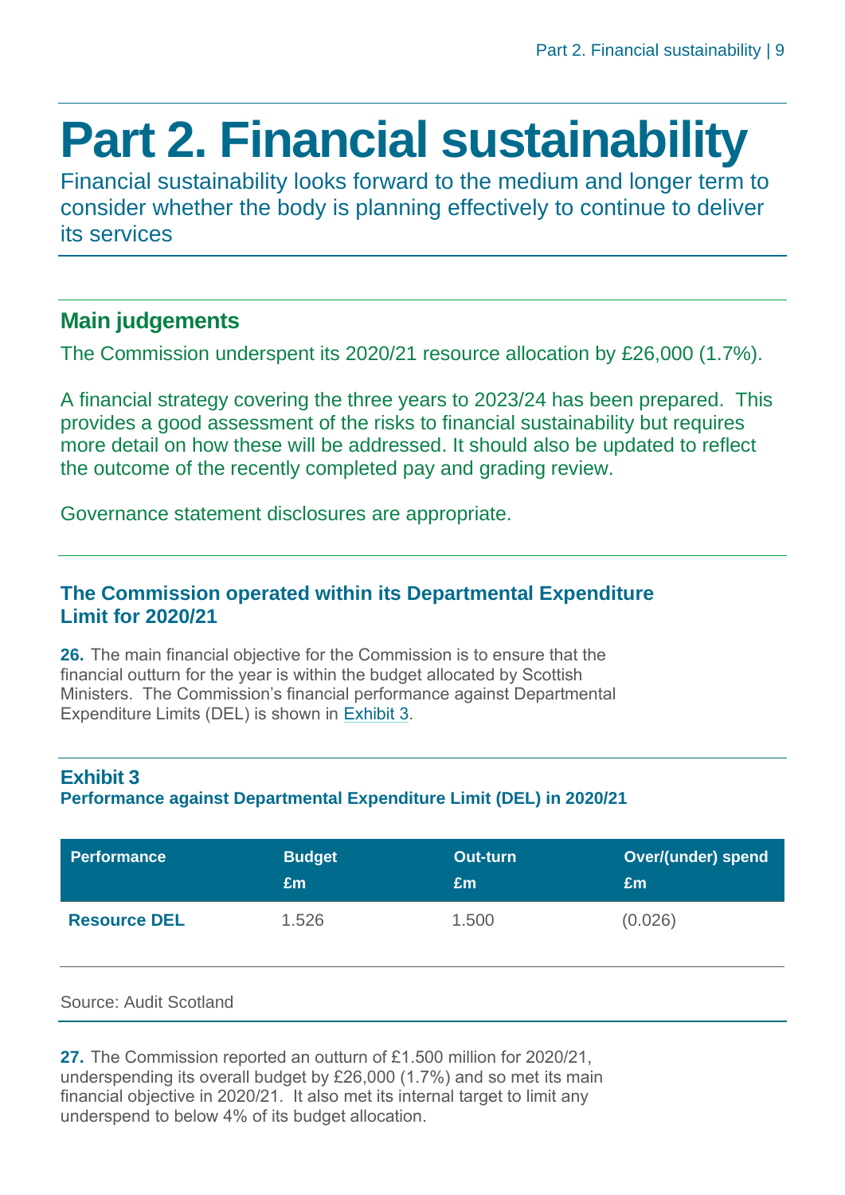# Part 2. Financial sustainability

Financial sustainability looks forward to the medium and longer term to consider whether the body is planning effectively to continue to deliver its services

## Main judgements

The Commission underspent its 2020/21 resource allocation by £26,000 (1.7%).

A financial strategy covering the three years to 2023/24 has been prepared. This provides a good assessment of the risks to financial sustainability but requires more detail on how these will be addressed. It should also be updated to reflect the outcome of the recently completed pay and grading review.

Governance statement disclosures are appropriate.

### The Commission operated within its Departmental Expenditure Limit for 2020/21

**26.** The main financial objective for the Commission is to ensure that the financial outturn for the year is within the budget allocated by Scottish Ministers. The Commission's financial performance against Departmental Expenditure Limits (DEL) is shown in Exhibit 3.

**Exhibit 3**
**Performance against Departmental Expenditure Limit (DEL) in 2020/21**

| Performance | Budget £m | Out-turn £m | Over/(under) spend £m |
|---|---|---|---|
| **Resource DEL** | 1.526 | 1.500 | (0.026) |

Source: Audit Scotland

**27.** The Commission reported an outturn of £1.500 million for 2020/21, underspending its overall budget by £26,000 (1.7%) and so met its main financial objective in 2020/21. It also met its internal target to limit any underspend to below 4% of its budget allocation.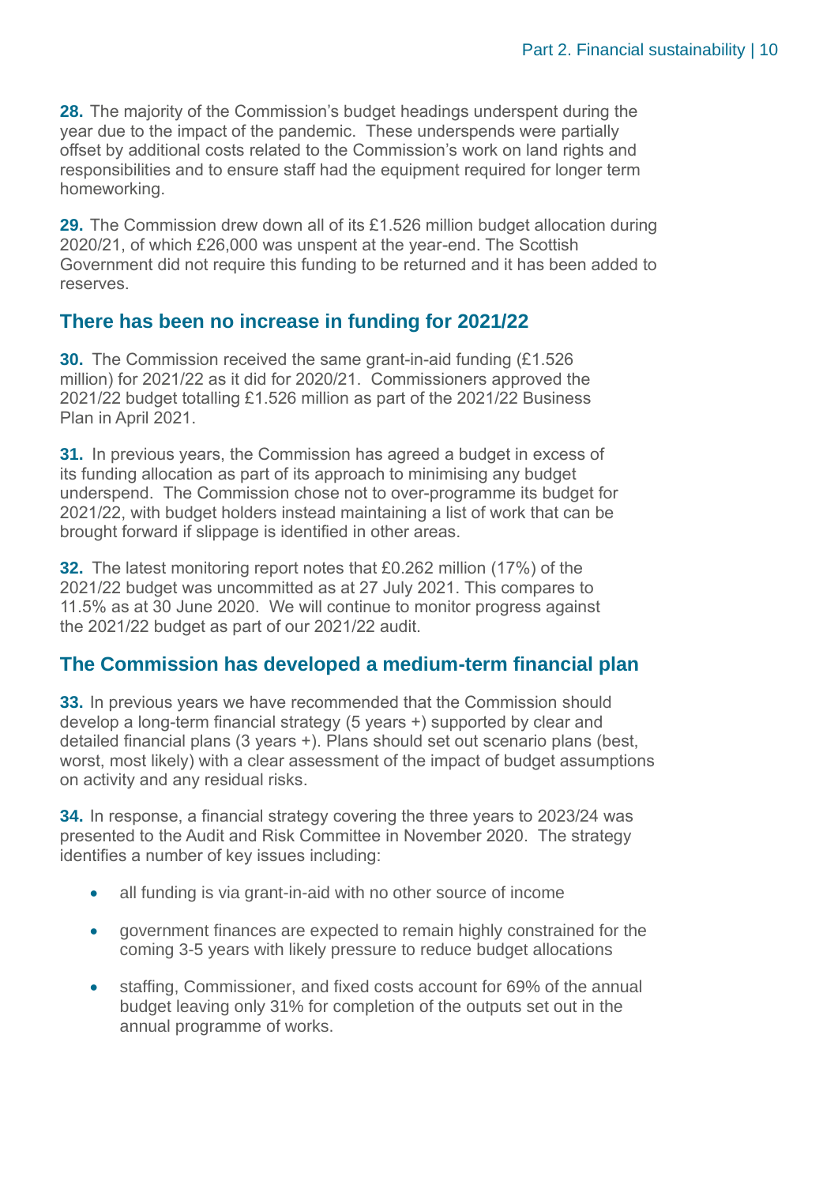**28.** The majority of the Commission's budget headings underspent during the year due to the impact of the pandemic. These underspends were partially offset by additional costs related to the Commission's work on land rights and responsibilities and to ensure staff had the equipment required for longer term homeworking.

**29.** The Commission drew down all of its £1.526 million budget allocation during 2020/21, of which £26,000 was unspent at the year-end. The Scottish Government did not require this funding to be returned and it has been added to reserves.

## There has been no increase in funding for 2021/22

**30.** The Commission received the same grant-in-aid funding (£1.526 million) for 2021/22 as it did for 2020/21. Commissioners approved the 2021/22 budget totalling £1.526 million as part of the 2021/22 Business Plan in April 2021.

**31.** In previous years, the Commission has agreed a budget in excess of its funding allocation as part of its approach to minimising any budget underspend. The Commission chose not to over-programme its budget for 2021/22, with budget holders instead maintaining a list of work that can be brought forward if slippage is identified in other areas.

**32.** The latest monitoring report notes that £0.262 million (17%) of the 2021/22 budget was uncommitted as at 27 July 2021. This compares to 11.5% as at 30 June 2020. We will continue to monitor progress against the 2021/22 budget as part of our 2021/22 audit.

## The Commission has developed a medium-term financial plan

**33.** In previous years we have recommended that the Commission should develop a long-term financial strategy (5 years +) supported by clear and detailed financial plans (3 years +). Plans should set out scenario plans (best, worst, most likely) with a clear assessment of the impact of budget assumptions on activity and any residual risks.

**34.** In response, a financial strategy covering the three years to 2023/24 was presented to the Audit and Risk Committee in November 2020. The strategy identifies a number of key issues including:

- all funding is via grant-in-aid with no other source of income
- government finances are expected to remain highly constrained for the coming 3-5 years with likely pressure to reduce budget allocations
- staffing, Commissioner, and fixed costs account for 69% of the annual budget leaving only 31% for completion of the outputs set out in the annual programme of works.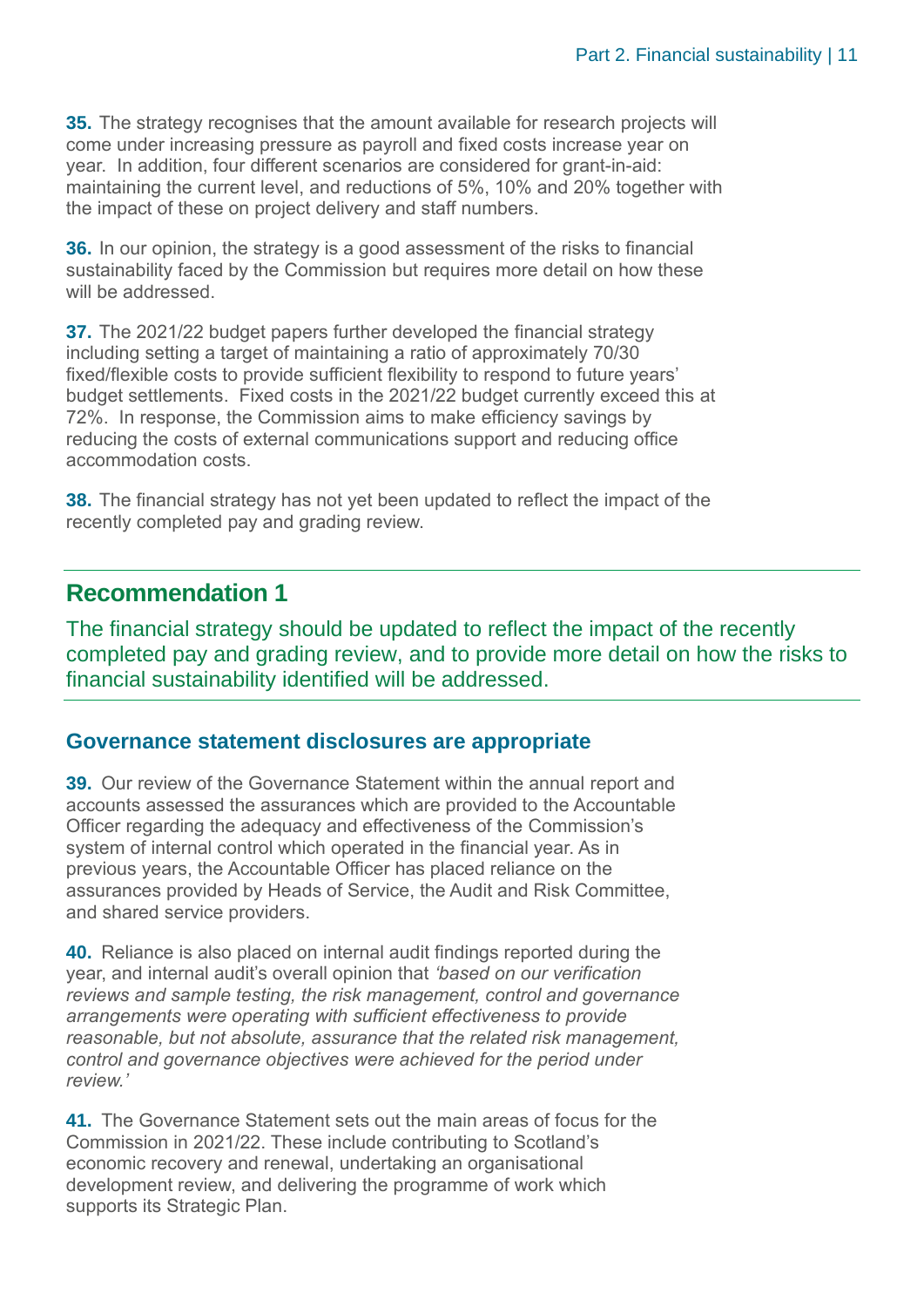**35.** The strategy recognises that the amount available for research projects will come under increasing pressure as payroll and fixed costs increase year on year. In addition, four different scenarios are considered for grant-in-aid: maintaining the current level, and reductions of 5%, 10% and 20% together with the impact of these on project delivery and staff numbers.

**36.** In our opinion, the strategy is a good assessment of the risks to financial sustainability faced by the Commission but requires more detail on how these will be addressed.

**37.** The 2021/22 budget papers further developed the financial strategy including setting a target of maintaining a ratio of approximately 70/30 fixed/flexible costs to provide sufficient flexibility to respond to future years' budget settlements. Fixed costs in the 2021/22 budget currently exceed this at 72%. In response, the Commission aims to make efficiency savings by reducing the costs of external communications support and reducing office accommodation costs.

**38.** The financial strategy has not yet been updated to reflect the impact of the recently completed pay and grading review.

## Recommendation 1

The financial strategy should be updated to reflect the impact of the recently completed pay and grading review, and to provide more detail on how the risks to financial sustainability identified will be addressed.

### Governance statement disclosures are appropriate

**39.** Our review of the Governance Statement within the annual report and accounts assessed the assurances which are provided to the Accountable Officer regarding the adequacy and effectiveness of the Commission's system of internal control which operated in the financial year. As in previous years, the Accountable Officer has placed reliance on the assurances provided by Heads of Service, the Audit and Risk Committee, and shared service providers.

**40.** Reliance is also placed on internal audit findings reported during the year, and internal audit's overall opinion that *'based on our verification reviews and sample testing, the risk management, control and governance arrangements were operating with sufficient effectiveness to provide reasonable, but not absolute, assurance that the related risk management, control and governance objectives were achieved for the period under review.'*

**41.** The Governance Statement sets out the main areas of focus for the Commission in 2021/22. These include contributing to Scotland's economic recovery and renewal, undertaking an organisational development review, and delivering the programme of work which supports its Strategic Plan.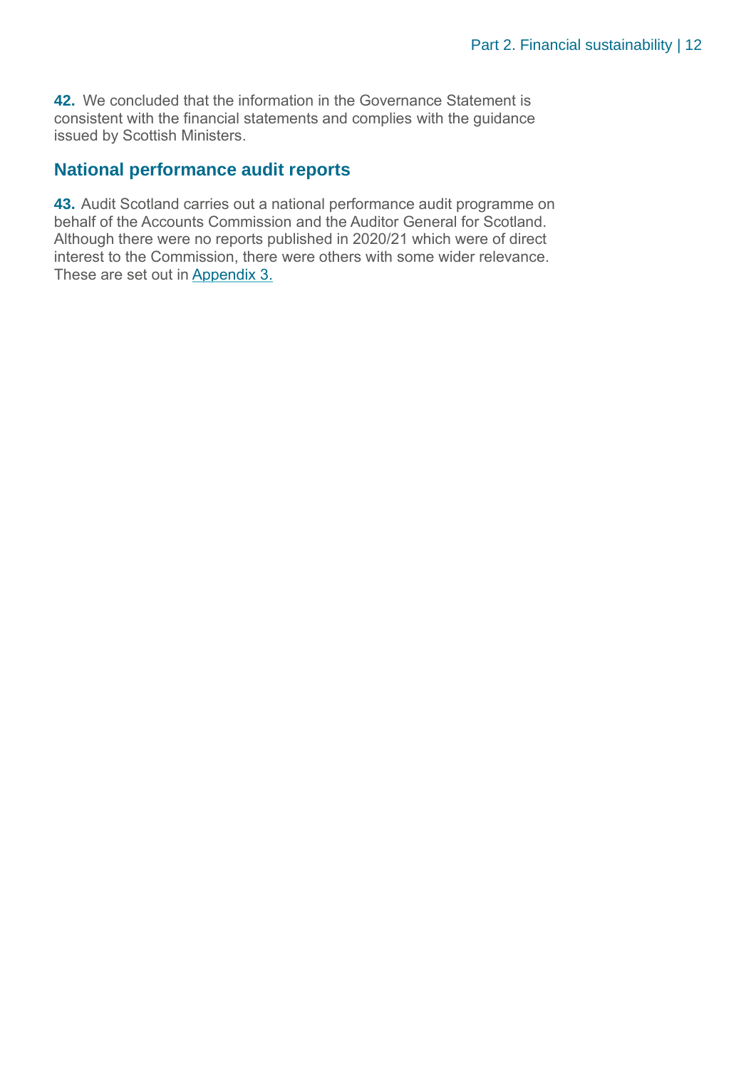**42.** We concluded that the information in the Governance Statement is consistent with the financial statements and complies with the guidance issued by Scottish Ministers.

## National performance audit reports

**43.** Audit Scotland carries out a national performance audit programme on behalf of the Accounts Commission and the Auditor General for Scotland. Although there were no reports published in 2020/21 which were of direct interest to the Commission, there were others with some wider relevance. These are set out in Appendix 3.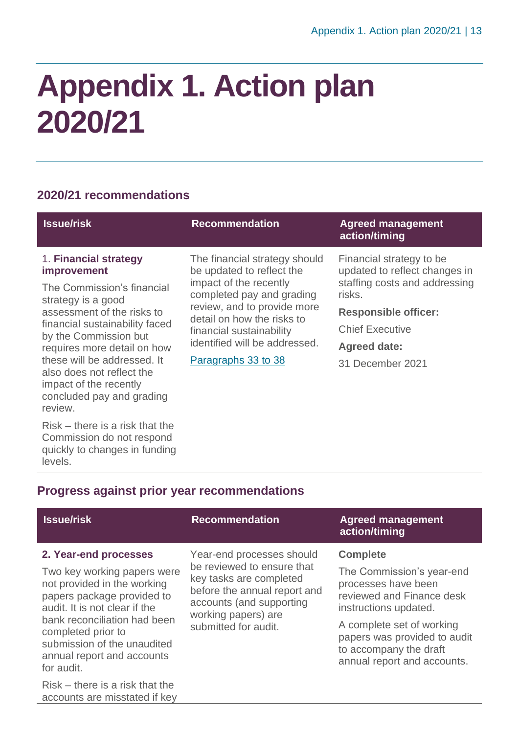# Appendix 1. Action plan 2020/21

## 2020/21 recommendations

| Issue/risk | Recommendation | Agreed management action/timing |
|---|---|---|
| 1. **Financial strategy improvement**<br><br>The Commission's financial strategy is a good assessment of the risks to financial sustainability faced by the Commission but requires more detail on how these will be addressed. It also does not reflect the impact of the recently concluded pay and grading review.<br><br>Risk – there is a risk that the Commission do not respond quickly to changes in funding levels. | The financial strategy should be updated to reflect the impact of the recently completed pay and grading review, and to provide more detail on how the risks to financial sustainability identified will be addressed.<br><br>Paragraphs 33 to 38 | Financial strategy to be updated to reflect changes in staffing costs and addressing risks.<br><br>**Responsible officer:**<br><br>Chief Executive<br><br>**Agreed date:**<br><br>31 December 2021 |

## Progress against prior year recommendations

| Issue/risk | Recommendation | Agreed management action/timing |
|---|---|---|
| **2. Year-end processes**<br><br>Two key working papers were not provided in the working papers package provided to audit. It is not clear if the bank reconciliation had been completed prior to submission of the unaudited annual report and accounts for audit.<br><br>Risk – there is a risk that the accounts are misstated if key | Year-end processes should be reviewed to ensure that key tasks are completed before the annual report and accounts (and supporting working papers) are submitted for audit. | **Complete**<br><br>The Commission's year-end processes have been reviewed and Finance desk instructions updated.<br><br>A complete set of working papers was provided to audit to accompany the draft annual report and accounts. |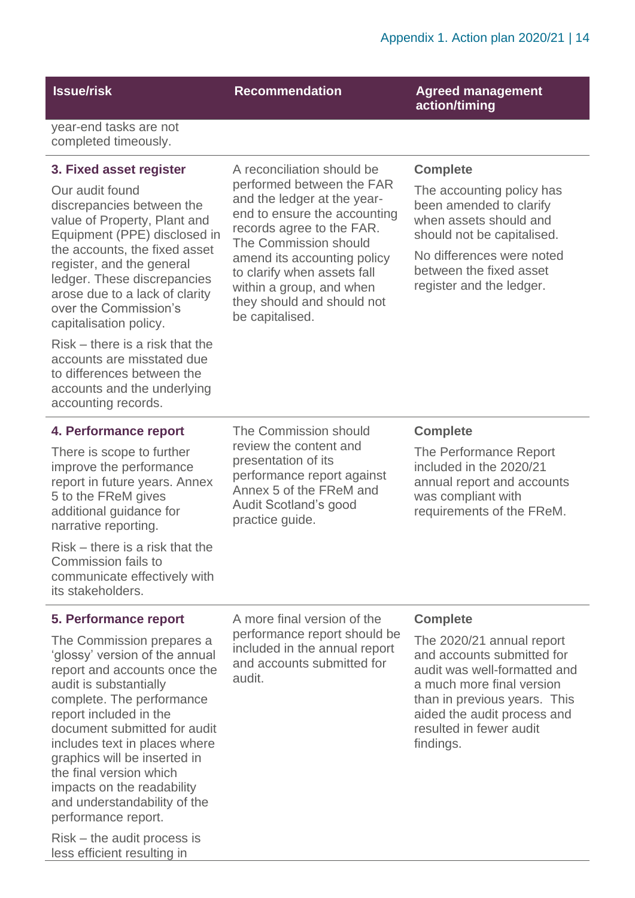| Issue/risk | Recommendation | Agreed management action/timing |
|---|---|---|
| year-end tasks are not completed timeously. | | |
| **3. Fixed asset register**<br><br>Our audit found discrepancies between the value of Property, Plant and Equipment (PPE) disclosed in the accounts, the fixed asset register, and the general ledger. These discrepancies arose due to a lack of clarity over the Commission's capitalisation policy.<br><br>Risk – there is a risk that the accounts are misstated due to differences between the accounts and the underlying accounting records. | A reconciliation should be performed between the FAR and the ledger at the year-end to ensure the accounting records agree to the FAR. The Commission should amend its accounting policy to clarify when assets fall within a group, and when they should and should not be capitalised. | **Complete**<br><br>The accounting policy has been amended to clarify when assets should and should not be capitalised.<br><br>No differences were noted between the fixed asset register and the ledger. |
| **4. Performance report**<br><br>There is scope to further improve the performance report in future years. Annex 5 to the FReM gives additional guidance for narrative reporting.<br><br>Risk – there is a risk that the Commission fails to communicate effectively with its stakeholders. | The Commission should review the content and presentation of its performance report against Annex 5 of the FReM and Audit Scotland's good practice guide. | **Complete**<br><br>The Performance Report included in the 2020/21 annual report and accounts was compliant with requirements of the FReM. |
| **5. Performance report**<br><br>The Commission prepares a 'glossy' version of the annual report and accounts once the audit is substantially complete. The performance report included in the document submitted for audit includes text in places where graphics will be inserted in the final version which impacts on the readability and understandability of the performance report.<br><br>Risk – the audit process is less efficient resulting in | A more final version of the performance report should be included in the annual report and accounts submitted for audit. | **Complete**<br><br>The 2020/21 annual report and accounts submitted for audit was well-formatted and a much more final version than in previous years. This aided the audit process and resulted in fewer audit findings. |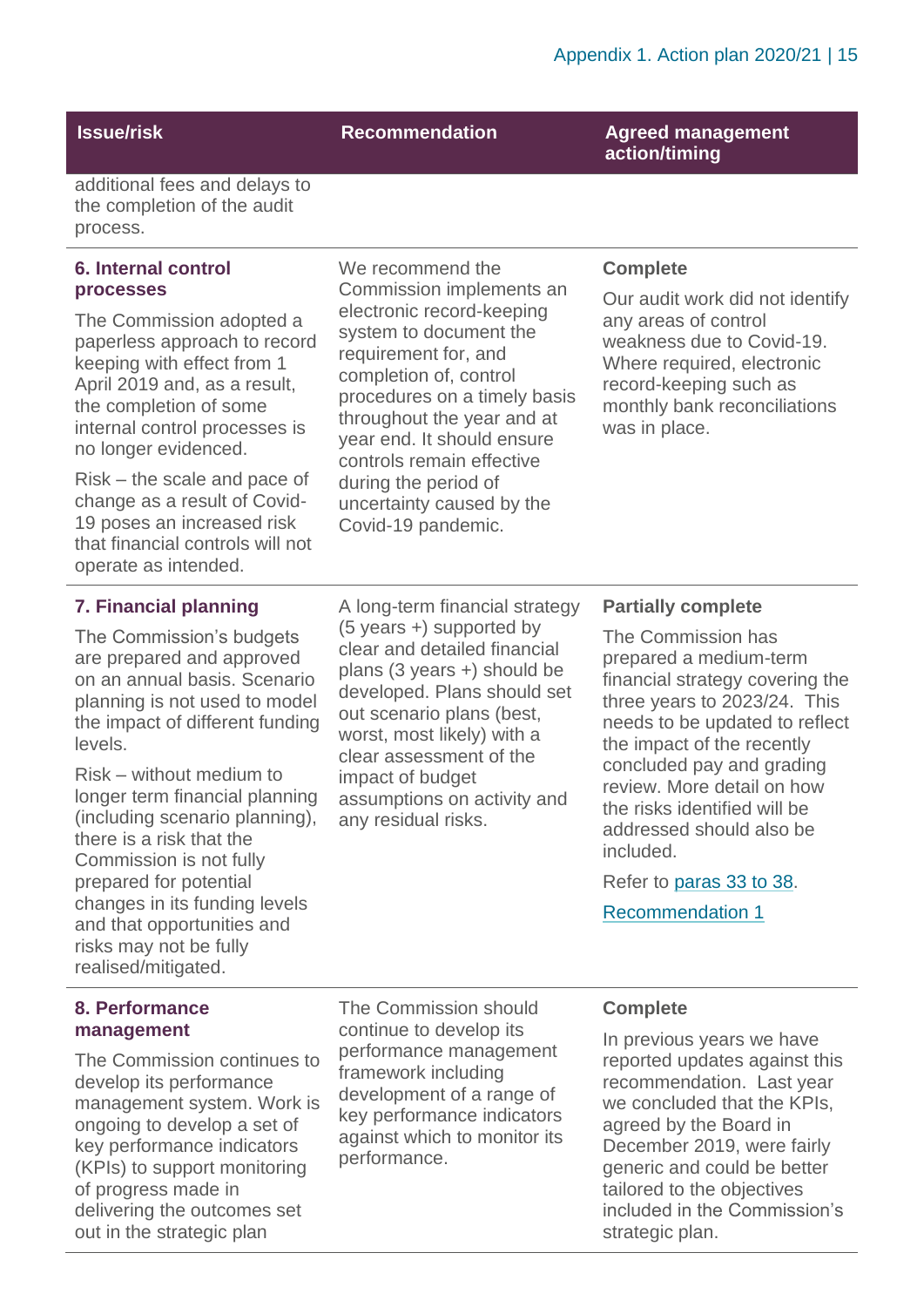| Issue/risk | Recommendation | Agreed management action/timing |
|---|---|---|
| additional fees and delays to the completion of the audit process. | | |
| **6. Internal control processes**<br><br>The Commission adopted a paperless approach to record keeping with effect from 1 April 2019 and, as a result, the completion of some internal control processes is no longer evidenced.<br><br>Risk – the scale and pace of change as a result of Covid-19 poses an increased risk that financial controls will not operate as intended. | We recommend the Commission implements an electronic record-keeping system to document the requirement for, and completion of, control procedures on a timely basis throughout the year and at year end. It should ensure controls remain effective during the period of uncertainty caused by the Covid-19 pandemic. | **Complete**<br><br>Our audit work did not identify any areas of control weakness due to Covid-19. Where required, electronic record-keeping such as monthly bank reconciliations was in place. |
| **7. Financial planning**<br><br>The Commission's budgets are prepared and approved on an annual basis. Scenario planning is not used to model the impact of different funding levels.<br><br>Risk – without medium to longer term financial planning (including scenario planning), there is a risk that the Commission is not fully prepared for potential changes in its funding levels and that opportunities and risks may not be fully realised/mitigated. | A long-term financial strategy (5 years +) supported by clear and detailed financial plans (3 years +) should be developed. Plans should set out scenario plans (best, worst, most likely) with a clear assessment of the impact of budget assumptions on activity and any residual risks. | **Partially complete**<br><br>The Commission has prepared a medium-term financial strategy covering the three years to 2023/24. This needs to be updated to reflect the impact of the recently concluded pay and grading review. More detail on how the risks identified will be addressed should also be included.<br><br>Refer to paras 33 to 38.<br><br>Recommendation 1 |
| **8. Performance management**<br><br>The Commission continues to develop its performance management system. Work is ongoing to develop a set of key performance indicators (KPIs) to support monitoring of progress made in delivering the outcomes set out in the strategic plan | The Commission should continue to develop its performance management framework including development of a range of key performance indicators against which to monitor its performance. | **Complete**<br><br>In previous years we have reported updates against this recommendation. Last year we concluded that the KPIs, agreed by the Board in December 2019, were fairly generic and could be better tailored to the objectives included in the Commission's strategic plan. |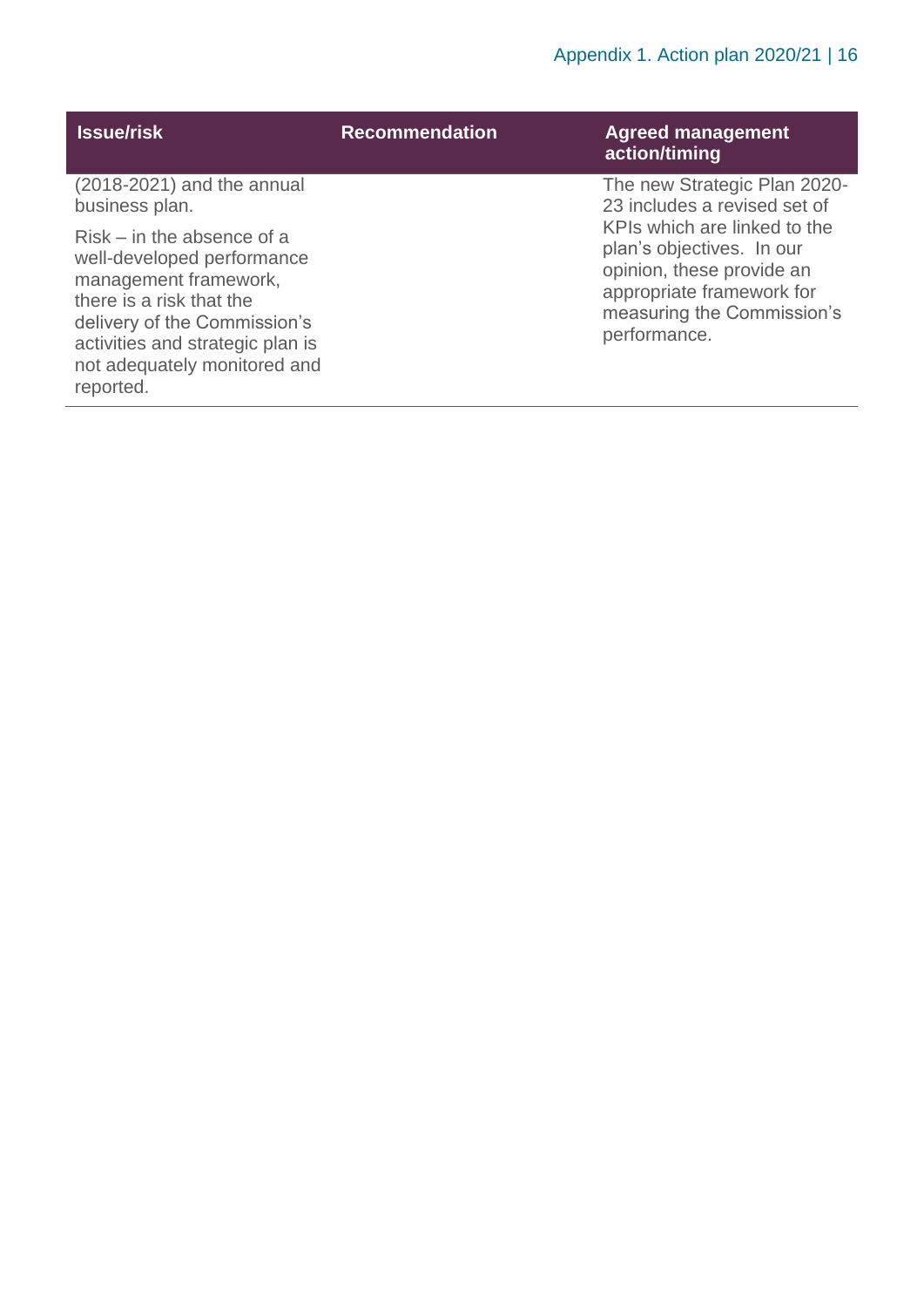| Issue/risk | Recommendation | Agreed management action/timing |
|---|---|---|
| (2018-2021) and the annual business plan.<br><br>Risk – in the absence of a well-developed performance management framework, there is a risk that the delivery of the Commission's activities and strategic plan is not adequately monitored and reported. | | The new Strategic Plan 2020-23 includes a revised set of KPIs which are linked to the plan's objectives. In our opinion, these provide an appropriate framework for measuring the Commission's performance. |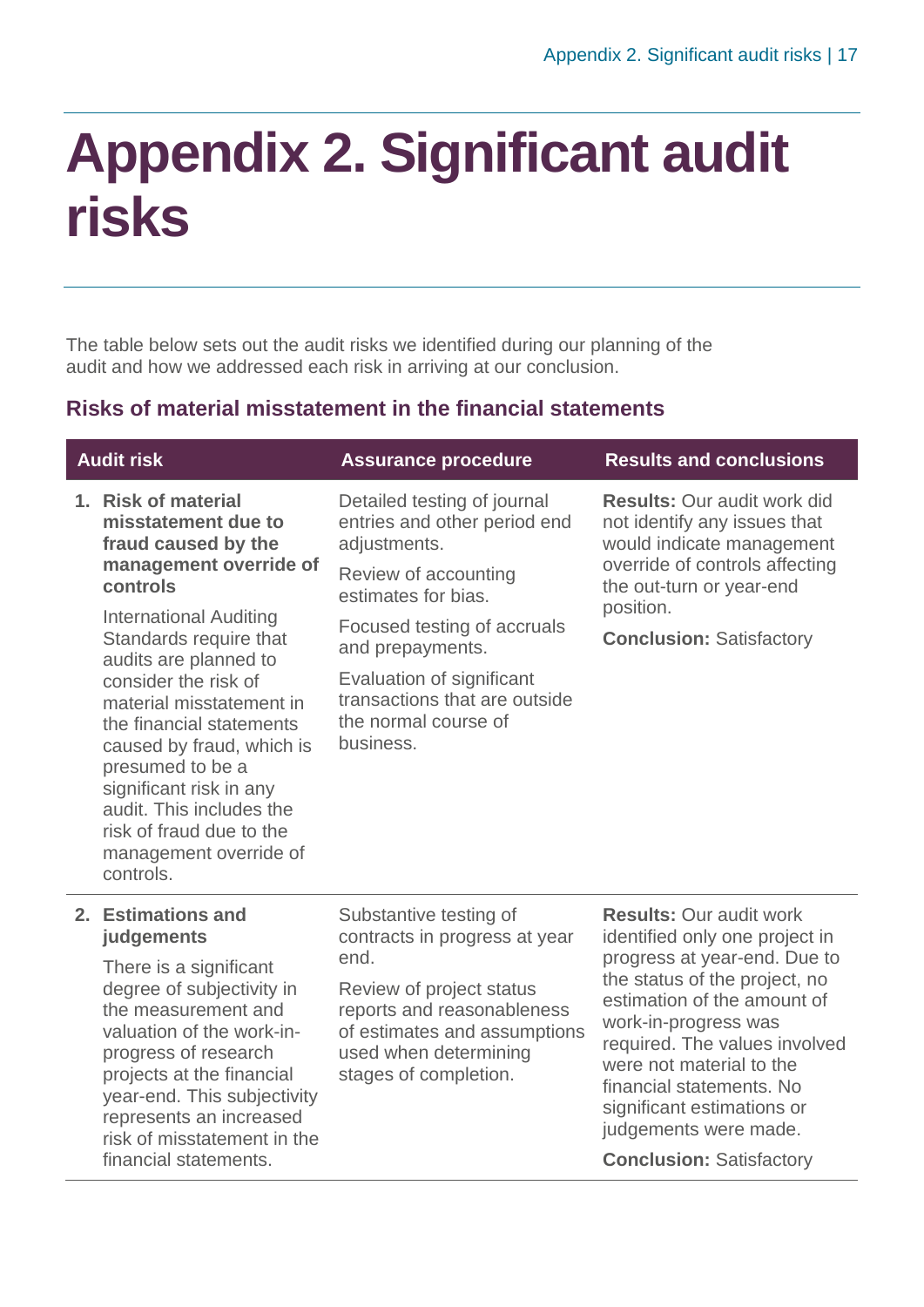# Appendix 2. Significant audit risks

The table below sets out the audit risks we identified during our planning of the audit and how we addressed each risk in arriving at our conclusion.

## Risks of material misstatement in the financial statements

| Audit risk | Assurance procedure | Results and conclusions |
|---|---|---|
| 1. **Risk of material misstatement due to fraud caused by the management override of controls**<br><br>International Auditing Standards require that audits are planned to consider the risk of material misstatement in the financial statements caused by fraud, which is presumed to be a significant risk in any audit. This includes the risk of fraud due to the management override of controls. | Detailed testing of journal entries and other period end adjustments.<br><br>Review of accounting estimates for bias.<br><br>Focused testing of accruals and prepayments.<br><br>Evaluation of significant transactions that are outside the normal course of business. | **Results:** Our audit work did not identify any issues that would indicate management override of controls affecting the out-turn or year-end position.<br><br>**Conclusion:** Satisfactory |
| 2. **Estimations and judgements**<br><br>There is a significant degree of subjectivity in the measurement and valuation of the work-in-progress of research projects at the financial year-end. This subjectivity represents an increased risk of misstatement in the financial statements. | Substantive testing of contracts in progress at year end.<br><br>Review of project status reports and reasonableness of estimates and assumptions used when determining stages of completion. | **Results:** Our audit work identified only one project in progress at year-end. Due to the status of the project, no estimation of the amount of work-in-progress was required. The values involved were not material to the financial statements. No significant estimations or judgements were made.<br><br>**Conclusion:** Satisfactory |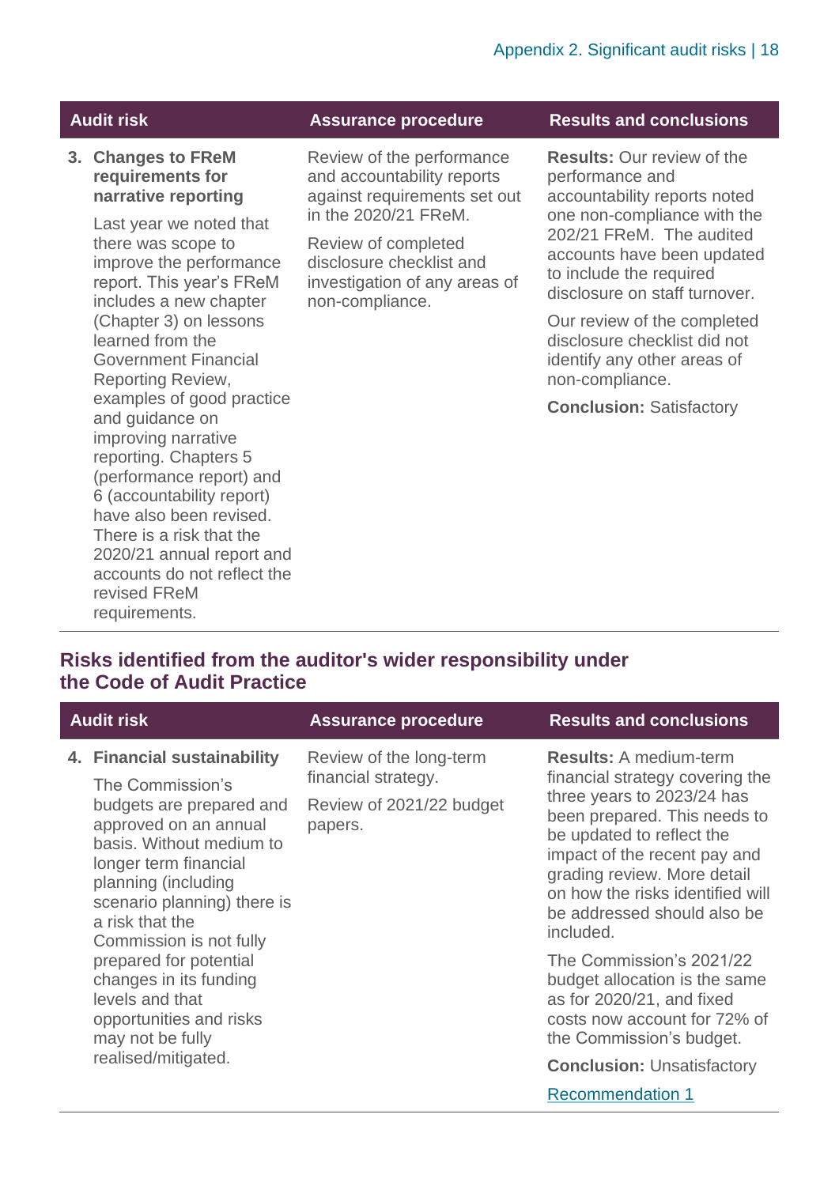| Audit risk | Assurance procedure | Results and conclusions |
| --- | --- | --- |
| **3. Changes to FReM requirements for narrative reporting**<br><br>Last year we noted that there was scope to improve the performance report. This year's FReM includes a new chapter (Chapter 3) on lessons learned from the Government Financial Reporting Review, examples of good practice and guidance on improving narrative reporting. Chapters 5 (performance report) and 6 (accountability report) have also been revised. There is a risk that the 2020/21 annual report and accounts do not reflect the revised FReM requirements. | Review of the performance and accountability reports against requirements set out in the 2020/21 FReM.<br><br>Review of completed disclosure checklist and investigation of any areas of non-compliance. | **Results:** Our review of the performance and accountability reports noted one non-compliance with the 202/21 FReM. The audited accounts have been updated to include the required disclosure on staff turnover.<br><br>Our review of the completed disclosure checklist did not identify any other areas of non-compliance.<br><br>**Conclusion:** Satisfactory |

## Risks identified from the auditor's wider responsibility under the Code of Audit Practice

| Audit risk | Assurance procedure | Results and conclusions |
| --- | --- | --- |
| **4. Financial sustainability**<br><br>The Commission's budgets are prepared and approved on an annual basis. Without medium to longer term financial planning (including scenario planning) there is a risk that the Commission is not fully prepared for potential changes in its funding levels and that opportunities and risks may not be fully realised/mitigated. | Review of the long-term financial strategy.<br><br>Review of 2021/22 budget papers. | **Results:** A medium-term financial strategy covering the three years to 2023/24 has been prepared. This needs to be updated to reflect the impact of the recent pay and grading review. More detail on how the risks identified will be addressed should also be included.<br><br>The Commission's 2021/22 budget allocation is the same as for 2020/21, and fixed costs now account for 72% of the Commission's budget.<br><br>**Conclusion:** Unsatisfactory<br><br>Recommendation 1 |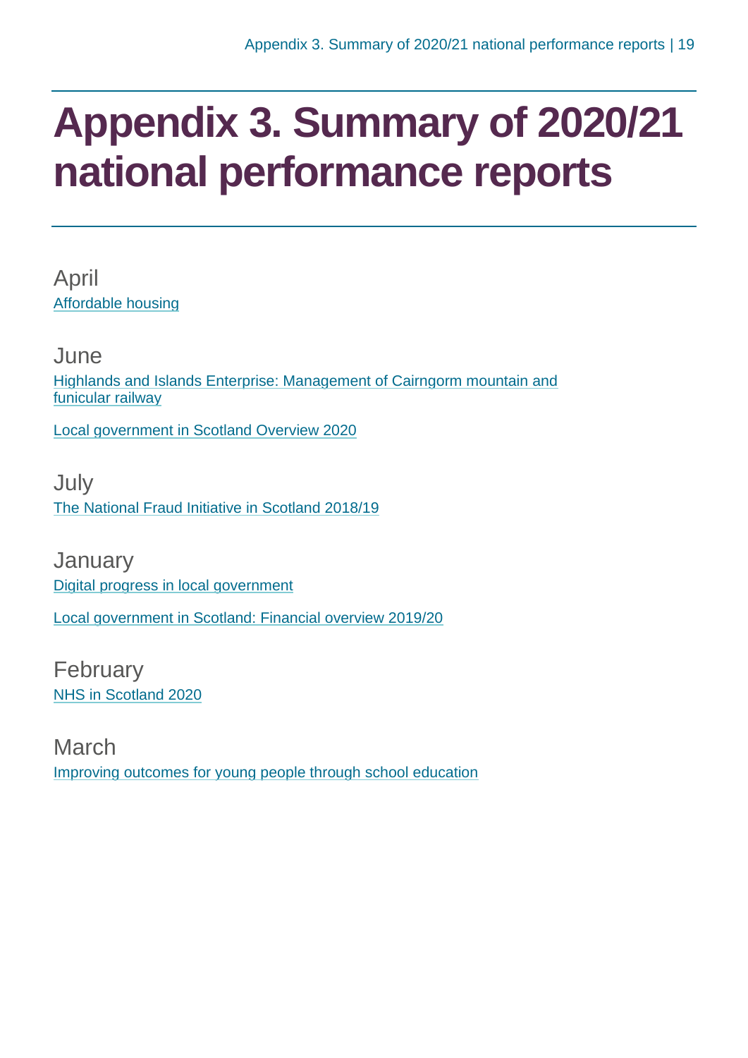# Appendix 3. Summary of 2020/21 national performance reports

## April

Affordable housing

## June

Highlands and Islands Enterprise: Management of Cairngorm mountain and funicular railway

Local government in Scotland Overview 2020

## July

The National Fraud Initiative in Scotland 2018/19

## January

Digital progress in local government

Local government in Scotland: Financial overview 2019/20

## February

NHS in Scotland 2020

## March

Improving outcomes for young people through school education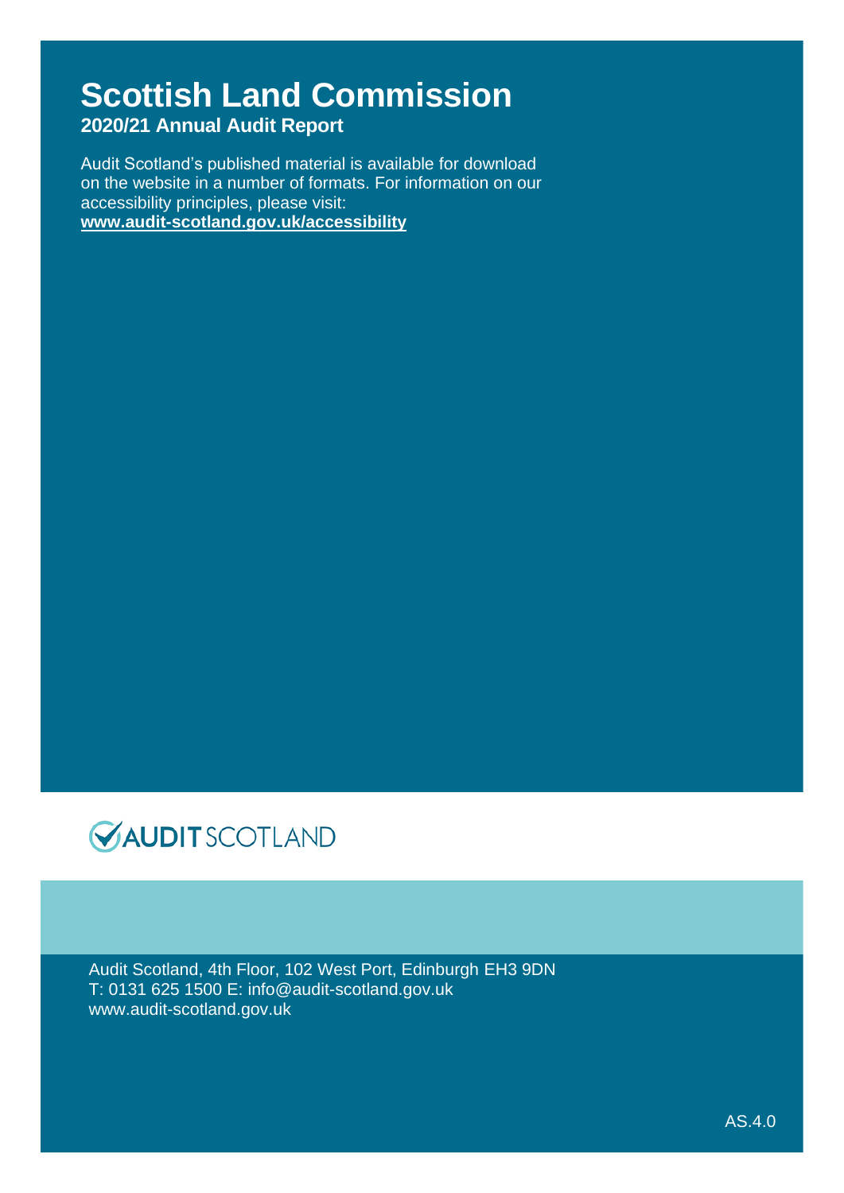# Scottish Land Commission

**2020/21 Annual Audit Report**

Audit Scotland's published material is available for download on the website in a number of formats. For information on our accessibility principles, please visit:
**www.audit-scotland.gov.uk/accessibility**

AUDIT SCOTLAND

Audit Scotland, 4th Floor, 102 West Port, Edinburgh EH3 9DN
T: 0131 625 1500 E: info@audit-scotland.gov.uk
www.audit-scotland.gov.uk

AS.4.0